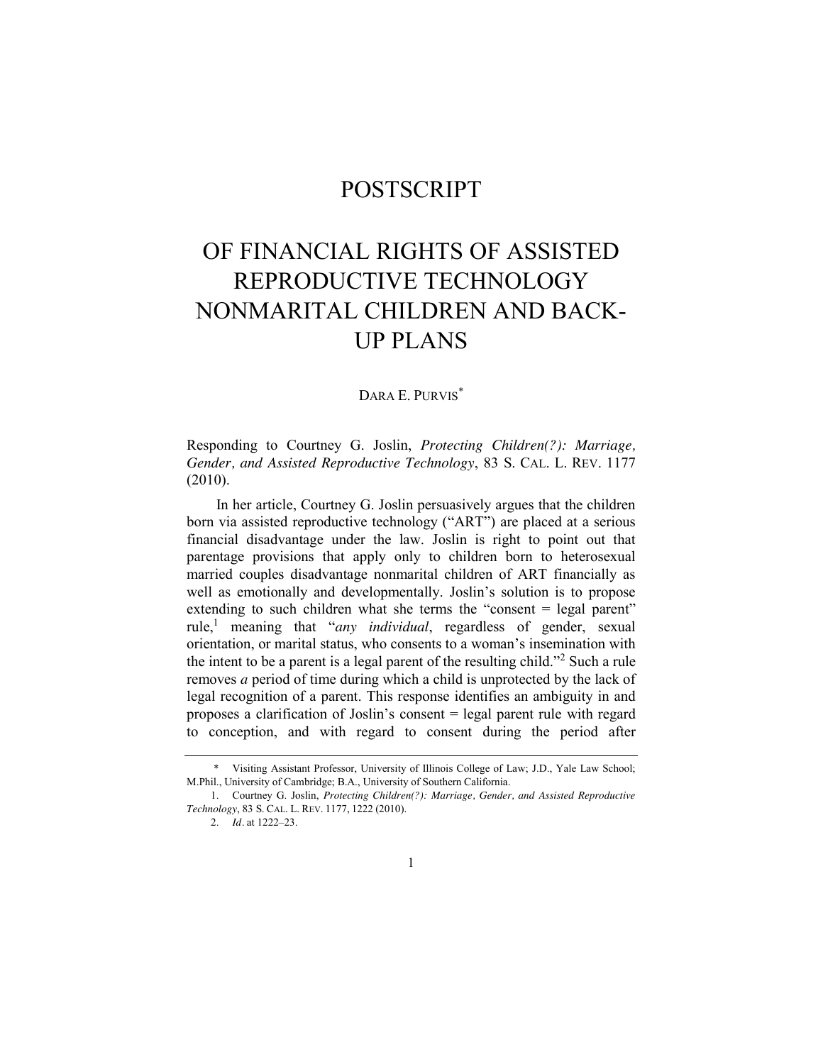# POSTSCRIPT

# OF FINANCIAL RIGHTS OF ASSISTED REPRODUCTIVE TECHNOLOGY NONMARITAL CHILDREN AND BACK-UP PLANS

DARA E. PURVIS*

Responding to Courtney G. Joslin, *Protecting Children(?): Marriage, Gender, and Assisted Reproductive Technology*, 83 S. CAL. L. REV. 1177 (2010).

In her article, Courtney G. Joslin persuasively argues that the children born via assisted reproductive technology ("ART") are placed at a serious financial disadvantage under the law. Joslin is right to point out that parentage provisions that apply only to children born to heterosexual married couples disadvantage nonmarital children of ART financially as well as emotionally and developmentally. Joslin's solution is to propose extending to such children what she terms the "consent = legal parent" rule,[1] meaning that "*any individual*, regardless of gender, sexual orientation, or marital status, who consents to a woman's insemination with the intent to be a parent is a legal parent of the resulting child."[2] Such a rule removes *a* period of time during which a child is unprotected by the lack of legal recognition of a parent. This response identifies an ambiguity in and proposes a clarification of Joslin's consent = legal parent rule with regard to conception, and with regard to consent during the period after

---

\* Visiting Assistant Professor, University of Illinois College of Law; J.D., Yale Law School; M.Phil., University of Cambridge; B.A., University of Southern California.

1. Courtney G. Joslin, *Protecting Children(?): Marriage, Gender, and Assisted Reproductive Technology*, 83 S. CAL. L. REV. 1177, 1222 (2010).

2. *Id*. at 1222–23.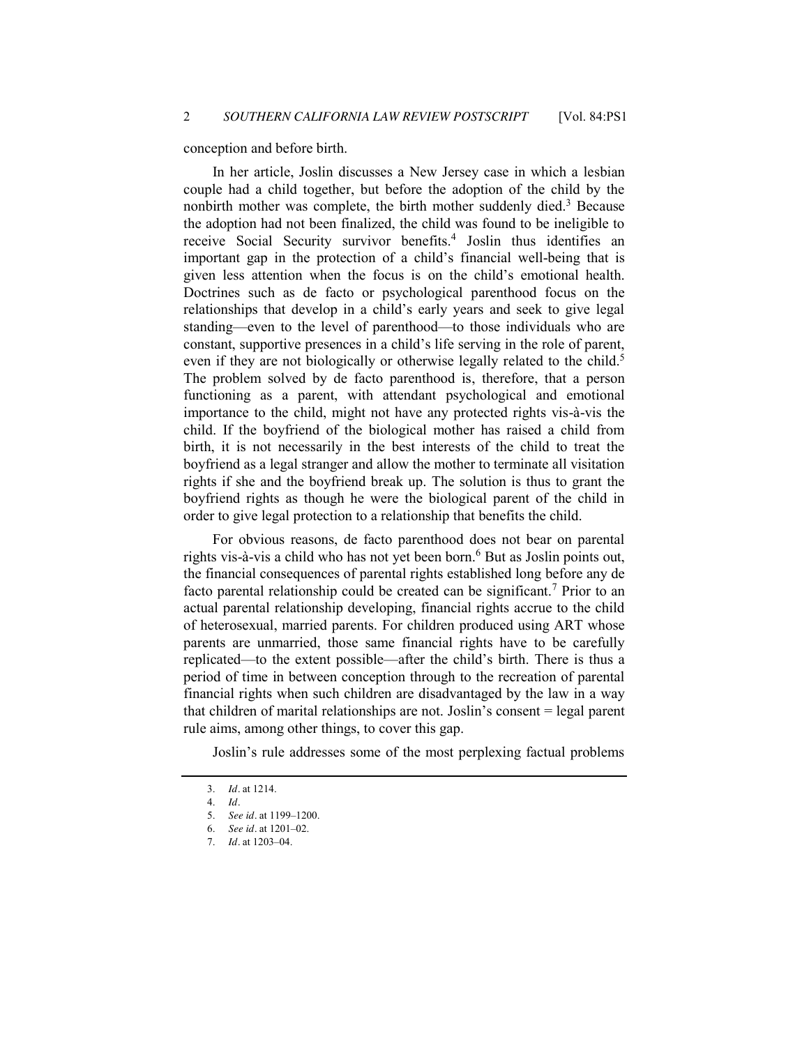conception and before birth.

In her article, Joslin discusses a New Jersey case in which a lesbian couple had a child together, but before the adoption of the child by the nonbirth mother was complete, the birth mother suddenly died.[3] Because the adoption had not been finalized, the child was found to be ineligible to receive Social Security survivor benefits.[4] Joslin thus identifies an important gap in the protection of a child's financial well-being that is given less attention when the focus is on the child's emotional health. Doctrines such as de facto or psychological parenthood focus on the relationships that develop in a child's early years and seek to give legal standing—even to the level of parenthood—to those individuals who are constant, supportive presences in a child's life serving in the role of parent, even if they are not biologically or otherwise legally related to the child.[5] The problem solved by de facto parenthood is, therefore, that a person functioning as a parent, with attendant psychological and emotional importance to the child, might not have any protected rights vis-à-vis the child. If the boyfriend of the biological mother has raised a child from birth, it is not necessarily in the best interests of the child to treat the boyfriend as a legal stranger and allow the mother to terminate all visitation rights if she and the boyfriend break up. The solution is thus to grant the boyfriend rights as though he were the biological parent of the child in order to give legal protection to a relationship that benefits the child.

For obvious reasons, de facto parenthood does not bear on parental rights vis-à-vis a child who has not yet been born.[6] But as Joslin points out, the financial consequences of parental rights established long before any de facto parental relationship could be created can be significant.[7] Prior to an actual parental relationship developing, financial rights accrue to the child of heterosexual, married parents. For children produced using ART whose parents are unmarried, those same financial rights have to be carefully replicated—to the extent possible—after the child's birth. There is thus a period of time in between conception through to the recreation of parental financial rights when such children are disadvantaged by the law in a way that children of marital relationships are not. Joslin's consent = legal parent rule aims, among other things, to cover this gap.

Joslin's rule addresses some of the most perplexing factual problems

---

3. *Id*. at 1214.

4. *Id*.

5. *See id*. at 1199–1200.

6. *See id*. at 1201–02.

7. *Id*. at 1203–04.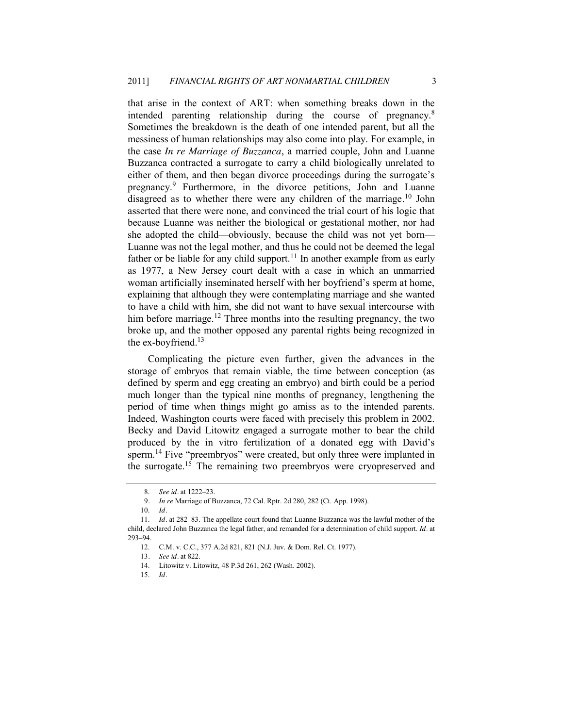that arise in the context of ART: when something breaks down in the intended parenting relationship during the course of pregnancy.[8] Sometimes the breakdown is the death of one intended parent, but all the messiness of human relationships may also come into play. For example, in the case *In re Marriage of Buzzanca*, a married couple, John and Luanne Buzzanca contracted a surrogate to carry a child biologically unrelated to either of them, and then began divorce proceedings during the surrogate's pregnancy.[9] Furthermore, in the divorce petitions, John and Luanne disagreed as to whether there were any children of the marriage.[10] John asserted that there were none, and convinced the trial court of his logic that because Luanne was neither the biological or gestational mother, nor had she adopted the child—obviously, because the child was not yet born—Luanne was not the legal mother, and thus he could not be deemed the legal father or be liable for any child support.[11] In another example from as early as 1977, a New Jersey court dealt with a case in which an unmarried woman artificially inseminated herself with her boyfriend's sperm at home, explaining that although they were contemplating marriage and she wanted to have a child with him, she did not want to have sexual intercourse with him before marriage.[12] Three months into the resulting pregnancy, the two broke up, and the mother opposed any parental rights being recognized in the ex-boyfriend.[13]

Complicating the picture even further, given the advances in the storage of embryos that remain viable, the time between conception (as defined by sperm and egg creating an embryo) and birth could be a period much longer than the typical nine months of pregnancy, lengthening the period of time when things might go amiss as to the intended parents. Indeed, Washington courts were faced with precisely this problem in 2002. Becky and David Litowitz engaged a surrogate mother to bear the child produced by the in vitro fertilization of a donated egg with David's sperm.[14] Five "preembryos" were created, but only three were implanted in the surrogate.[15] The remaining two preembryos were cryopreserved and

---

8. *See id*. at 1222–23.

9. *In re* Marriage of Buzzanca, 72 Cal. Rptr. 2d 280, 282 (Ct. App. 1998).

10. *Id*.

11. *Id*. at 282–83. The appellate court found that Luanne Buzzanca was the lawful mother of the child, declared John Buzzanca the legal father, and remanded for a determination of child support. *Id*. at 293–94.

12. C.M. v. C.C., 377 A.2d 821, 821 (N.J. Juv. & Dom. Rel. Ct. 1977).

13. *See id*. at 822.

14. Litowitz v. Litowitz, 48 P.3d 261, 262 (Wash. 2002).

15. *Id*.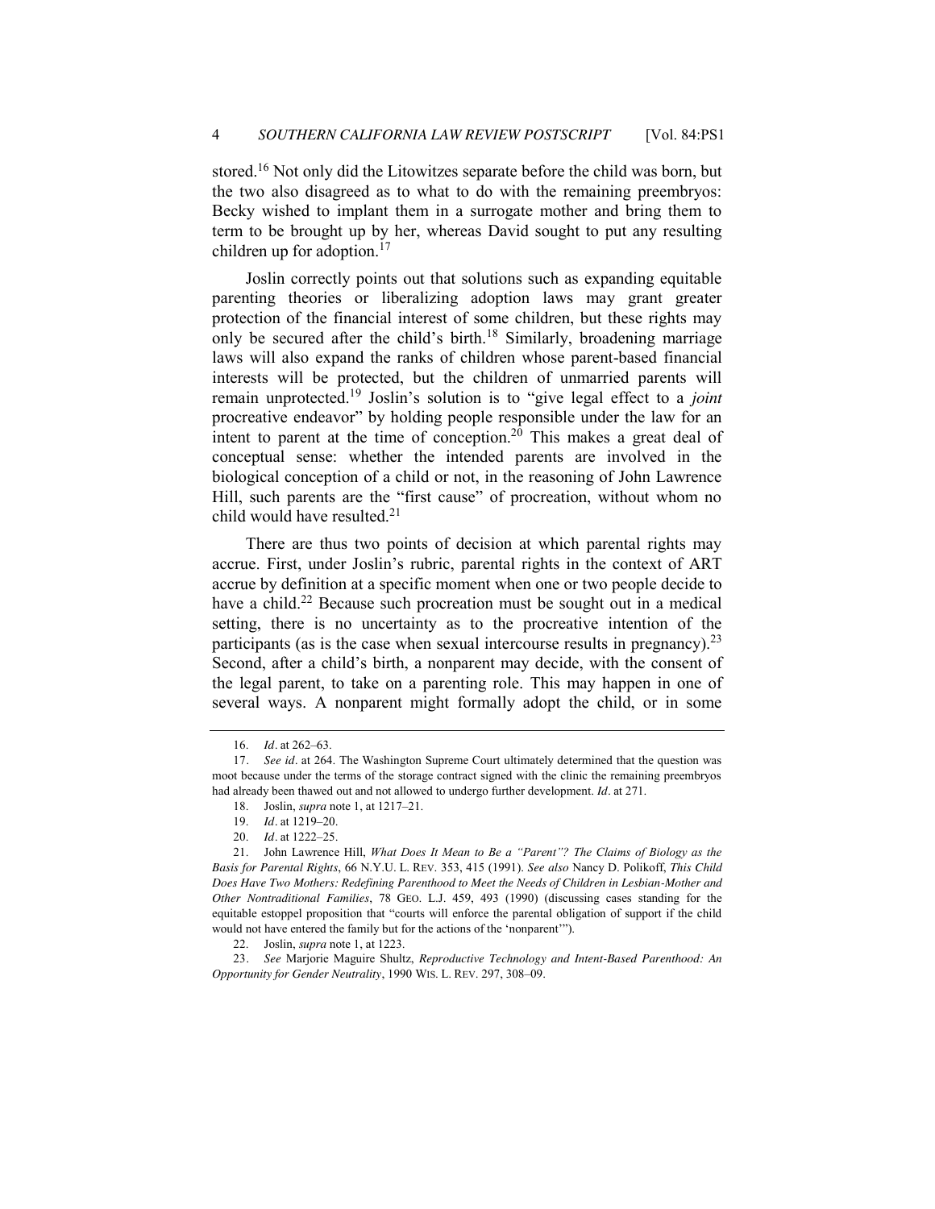stored.[16] Not only did the Litowitzes separate before the child was born, but the two also disagreed as to what to do with the remaining preembryos: Becky wished to implant them in a surrogate mother and bring them to term to be brought up by her, whereas David sought to put any resulting children up for adoption.[17]

Joslin correctly points out that solutions such as expanding equitable parenting theories or liberalizing adoption laws may grant greater protection of the financial interest of some children, but these rights may only be secured after the child's birth.[18] Similarly, broadening marriage laws will also expand the ranks of children whose parent-based financial interests will be protected, but the children of unmarried parents will remain unprotected.[19] Joslin's solution is to "give legal effect to a *joint* procreative endeavor" by holding people responsible under the law for an intent to parent at the time of conception.[20] This makes a great deal of conceptual sense: whether the intended parents are involved in the biological conception of a child or not, in the reasoning of John Lawrence Hill, such parents are the "first cause" of procreation, without whom no child would have resulted.[21]

There are thus two points of decision at which parental rights may accrue. First, under Joslin's rubric, parental rights in the context of ART accrue by definition at a specific moment when one or two people decide to have a child.[22] Because such procreation must be sought out in a medical setting, there is no uncertainty as to the procreative intention of the participants (as is the case when sexual intercourse results in pregnancy).[23] Second, after a child's birth, a nonparent may decide, with the consent of the legal parent, to take on a parenting role. This may happen in one of several ways. A nonparent might formally adopt the child, or in some

---

16. *Id*. at 262–63.

17. *See id*. at 264. The Washington Supreme Court ultimately determined that the question was moot because under the terms of the storage contract signed with the clinic the remaining preembryos had already been thawed out and not allowed to undergo further development. *Id*. at 271.

18. Joslin, *supra* note 1, at 1217–21.

19. *Id*. at 1219–20.

20. *Id*. at 1222–25.

21. John Lawrence Hill, *What Does It Mean to Be a "Parent"? The Claims of Biology as the Basis for Parental Rights*, 66 N.Y.U. L. REV. 353, 415 (1991). *See also* Nancy D. Polikoff, *This Child Does Have Two Mothers: Redefining Parenthood to Meet the Needs of Children in Lesbian-Mother and Other Nontraditional Families*, 78 GEO. L.J. 459, 493 (1990) (discussing cases standing for the equitable estoppel proposition that "courts will enforce the parental obligation of support if the child would not have entered the family but for the actions of the 'nonparent'").

22. Joslin, *supra* note 1, at 1223.

23. *See* Marjorie Maguire Shultz, *Reproductive Technology and Intent-Based Parenthood: An Opportunity for Gender Neutrality*, 1990 WIS. L. REV. 297, 308–09.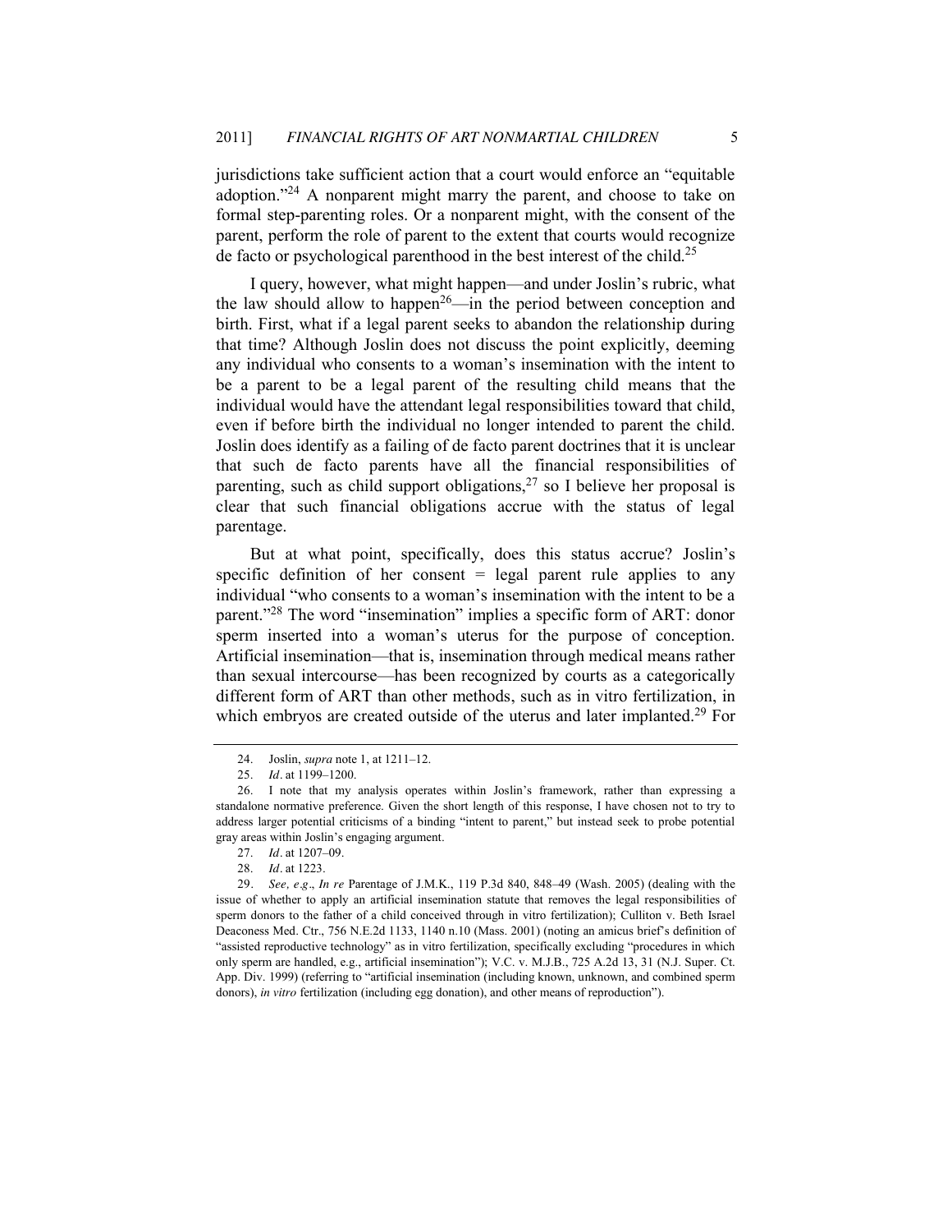jurisdictions take sufficient action that a court would enforce an "equitable adoption."[24] A nonparent might marry the parent, and choose to take on formal step-parenting roles. Or a nonparent might, with the consent of the parent, perform the role of parent to the extent that courts would recognize de facto or psychological parenthood in the best interest of the child.[25]

I query, however, what might happen—and under Joslin's rubric, what the law should allow to happen[26]—in the period between conception and birth. First, what if a legal parent seeks to abandon the relationship during that time? Although Joslin does not discuss the point explicitly, deeming any individual who consents to a woman's insemination with the intent to be a parent to be a legal parent of the resulting child means that the individual would have the attendant legal responsibilities toward that child, even if before birth the individual no longer intended to parent the child. Joslin does identify as a failing of de facto parent doctrines that it is unclear that such de facto parents have all the financial responsibilities of parenting, such as child support obligations,[27] so I believe her proposal is clear that such financial obligations accrue with the status of legal parentage.

But at what point, specifically, does this status accrue? Joslin's specific definition of her consent = legal parent rule applies to any individual "who consents to a woman's insemination with the intent to be a parent."[28] The word "insemination" implies a specific form of ART: donor sperm inserted into a woman's uterus for the purpose of conception. Artificial insemination—that is, insemination through medical means rather than sexual intercourse—has been recognized by courts as a categorically different form of ART than other methods, such as in vitro fertilization, in which embryos are created outside of the uterus and later implanted.[29] For

---

24. Joslin, *supra* note 1, at 1211–12.

25. *Id*. at 1199–1200.

26. I note that my analysis operates within Joslin's framework, rather than expressing a standalone normative preference. Given the short length of this response, I have chosen not to try to address larger potential criticisms of a binding "intent to parent," but instead seek to probe potential gray areas within Joslin's engaging argument.

27. *Id*. at 1207–09.

28. *Id*. at 1223.

29. *See, e.g*., *In re* Parentage of J.M.K., 119 P.3d 840, 848–49 (Wash. 2005) (dealing with the issue of whether to apply an artificial insemination statute that removes the legal responsibilities of sperm donors to the father of a child conceived through in vitro fertilization); Culliton v. Beth Israel Deaconess Med. Ctr., 756 N.E.2d 1133, 1140 n.10 (Mass. 2001) (noting an amicus brief's definition of "assisted reproductive technology" as in vitro fertilization, specifically excluding "procedures in which only sperm are handled, e.g., artificial insemination"); V.C. v. M.J.B., 725 A.2d 13, 31 (N.J. Super. Ct. App. Div. 1999) (referring to "artificial insemination (including known, unknown, and combined sperm donors), *in vitro* fertilization (including egg donation), and other means of reproduction").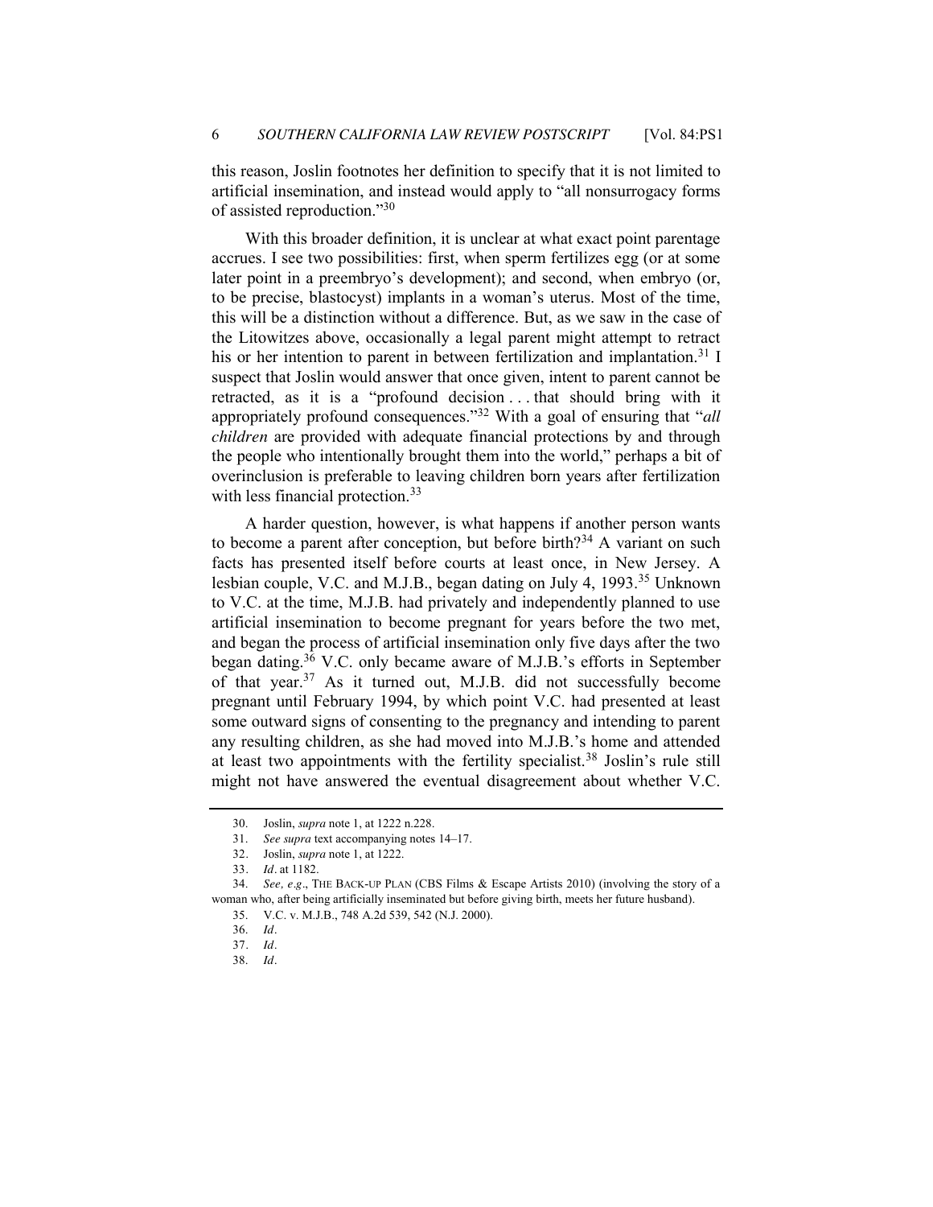this reason, Joslin footnotes her definition to specify that it is not limited to artificial insemination, and instead would apply to "all nonsurrogacy forms of assisted reproduction."[30]

With this broader definition, it is unclear at what exact point parentage accrues. I see two possibilities: first, when sperm fertilizes egg (or at some later point in a preembryo's development); and second, when embryo (or, to be precise, blastocyst) implants in a woman's uterus. Most of the time, this will be a distinction without a difference. But, as we saw in the case of the Litowitzes above, occasionally a legal parent might attempt to retract his or her intention to parent in between fertilization and implantation.[31] I suspect that Joslin would answer that once given, intent to parent cannot be retracted, as it is a "profound decision . . . that should bring with it appropriately profound consequences."[32] With a goal of ensuring that "*all children* are provided with adequate financial protections by and through the people who intentionally brought them into the world," perhaps a bit of overinclusion is preferable to leaving children born years after fertilization with less financial protection.[33]

A harder question, however, is what happens if another person wants to become a parent after conception, but before birth?[34] A variant on such facts has presented itself before courts at least once, in New Jersey. A lesbian couple, V.C. and M.J.B., began dating on July 4, 1993.[35] Unknown to V.C. at the time, M.J.B. had privately and independently planned to use artificial insemination to become pregnant for years before the two met, and began the process of artificial insemination only five days after the two began dating.[36] V.C. only became aware of M.J.B.'s efforts in September of that year.[37] As it turned out, M.J.B. did not successfully become pregnant until February 1994, by which point V.C. had presented at least some outward signs of consenting to the pregnancy and intending to parent any resulting children, as she had moved into M.J.B.'s home and attended at least two appointments with the fertility specialist.[38] Joslin's rule still might not have answered the eventual disagreement about whether V.C.

---

30. Joslin, *supra* note 1, at 1222 n.228.

31. *See supra* text accompanying notes 14–17.

32. Joslin, *supra* note 1, at 1222.

33. *Id*. at 1182.

34. *See, e.g*., THE BACK-UP PLAN (CBS Films & Escape Artists 2010) (involving the story of a woman who, after being artificially inseminated but before giving birth, meets her future husband).

35. V.C. v. M.J.B., 748 A.2d 539, 542 (N.J. 2000).

36. *Id*.

37. *Id*.

38. *Id*.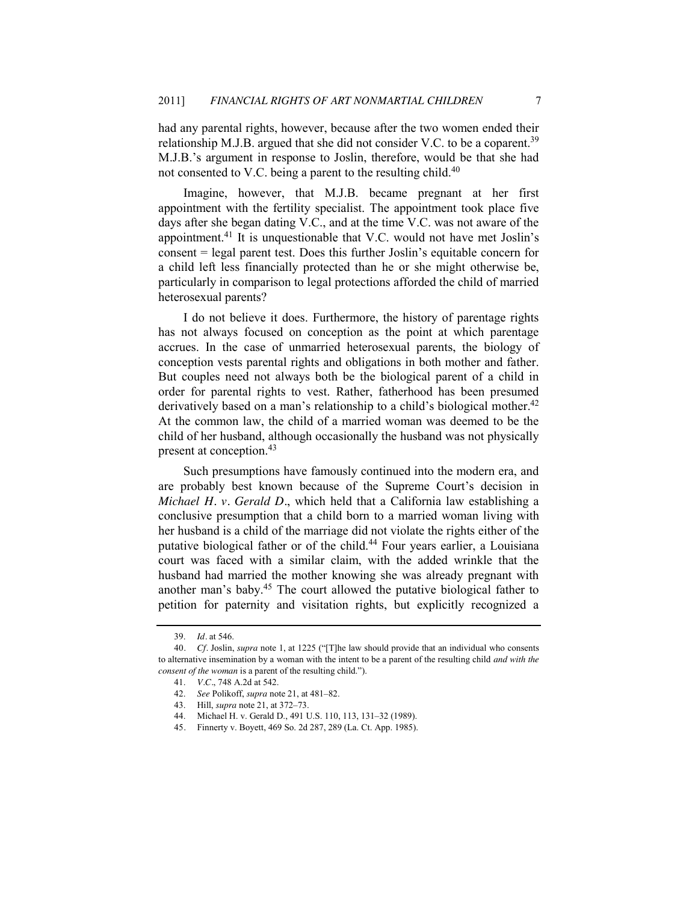had any parental rights, however, because after the two women ended their relationship M.J.B. argued that she did not consider V.C. to be a coparent.[39] M.J.B.'s argument in response to Joslin, therefore, would be that she had not consented to V.C. being a parent to the resulting child.[40]

Imagine, however, that M.J.B. became pregnant at her first appointment with the fertility specialist. The appointment took place five days after she began dating V.C., and at the time V.C. was not aware of the appointment.[41] It is unquestionable that V.C. would not have met Joslin's consent = legal parent test. Does this further Joslin's equitable concern for a child left less financially protected than he or she might otherwise be, particularly in comparison to legal protections afforded the child of married heterosexual parents?

I do not believe it does. Furthermore, the history of parentage rights has not always focused on conception as the point at which parentage accrues. In the case of unmarried heterosexual parents, the biology of conception vests parental rights and obligations in both mother and father. But couples need not always both be the biological parent of a child in order for parental rights to vest. Rather, fatherhood has been presumed derivatively based on a man's relationship to a child's biological mother.[42] At the common law, the child of a married woman was deemed to be the child of her husband, although occasionally the husband was not physically present at conception.[43]

Such presumptions have famously continued into the modern era, and are probably best known because of the Supreme Court's decision in *Michael H. v. Gerald D.*, which held that a California law establishing a conclusive presumption that a child born to a married woman living with her husband is a child of the marriage did not violate the rights either of the putative biological father or of the child.[44] Four years earlier, a Louisiana court was faced with a similar claim, with the added wrinkle that the husband had married the mother knowing she was already pregnant with another man's baby.[45] The court allowed the putative biological father to petition for paternity and visitation rights, but explicitly recognized a

---

39. *Id*. at 546.

40. *Cf*. Joslin, *supra* note 1, at 1225 ("[T]he law should provide that an individual who consents to alternative insemination by a woman with the intent to be a parent of the resulting child *and with the consent of the woman* is a parent of the resulting child.").

41. *V.C*., 748 A.2d at 542.

42. *See* Polikoff, *supra* note 21, at 481–82.

43. Hill, *supra* note 21, at 372–73.

44. Michael H. v. Gerald D., 491 U.S. 110, 113, 131–32 (1989).

45. Finnerty v. Boyett, 469 So. 2d 287, 289 (La. Ct. App. 1985).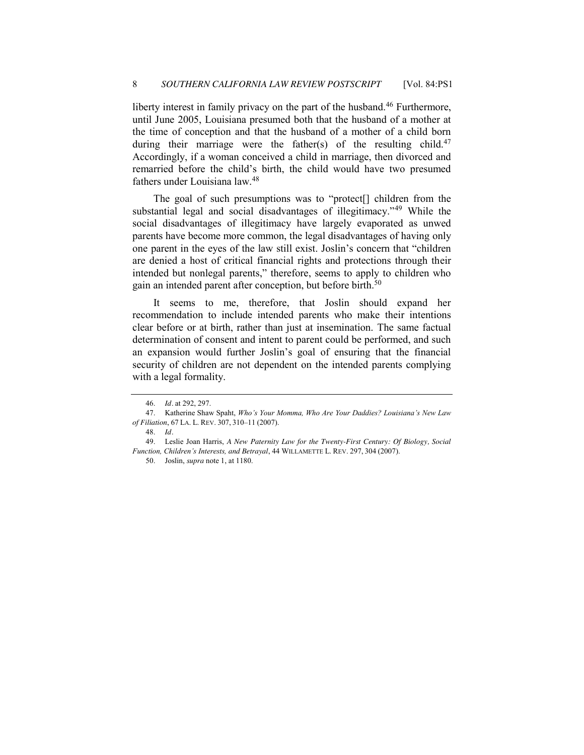liberty interest in family privacy on the part of the husband.[46] Furthermore, until June 2005, Louisiana presumed both that the husband of a mother at the time of conception and that the husband of a mother of a child born during their marriage were the father(s) of the resulting child.[47] Accordingly, if a woman conceived a child in marriage, then divorced and remarried before the child's birth, the child would have two presumed fathers under Louisiana law.[48]

The goal of such presumptions was to "protect[] children from the substantial legal and social disadvantages of illegitimacy."[49] While the social disadvantages of illegitimacy have largely evaporated as unwed parents have become more common, the legal disadvantages of having only one parent in the eyes of the law still exist. Joslin's concern that "children are denied a host of critical financial rights and protections through their intended but nonlegal parents," therefore, seems to apply to children who gain an intended parent after conception, but before birth.[50]

It seems to me, therefore, that Joslin should expand her recommendation to include intended parents who make their intentions clear before or at birth, rather than just at insemination. The same factual determination of consent and intent to parent could be performed, and such an expansion would further Joslin's goal of ensuring that the financial security of children are not dependent on the intended parents complying with a legal formality.

---

46. *Id*. at 292, 297.

47. Katherine Shaw Spaht, *Who's Your Momma, Who Are Your Daddies? Louisiana's New Law of Filiation*, 67 LA. L. REV. 307, 310–11 (2007).

48. *Id*.

49. Leslie Joan Harris, *A New Paternity Law for the Twenty-First Century: Of Biology, Social Function, Children's Interests, and Betrayal*, 44 WILLAMETTE L. REV. 297, 304 (2007).

50. Joslin, *supra* note 1, at 1180.